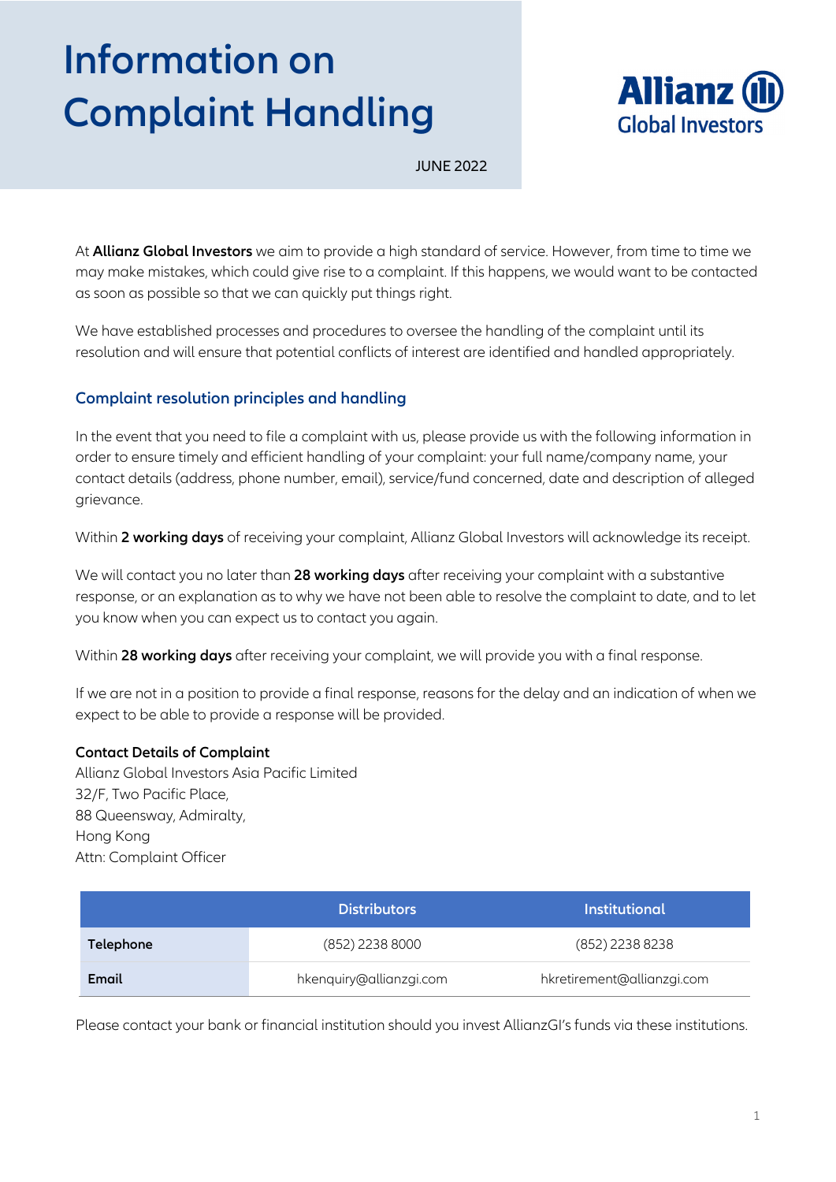# Information on Complaint Handling

JUNE 2022

At **Allianz Global Investors** we aim to provide a high standard of service. However, from time to time we may make mistakes, which could give rise to a complaint. If this happens, we would want to be contacted as soon as possible so that we can quickly put things right.

We have established processes and procedures to oversee the handling of the complaint until its resolution and will ensure that potential conflicts of interest are identified and handled appropriately.

## Complaint resolution principles and handling

In the event that you need to file a complaint with us, please provide us with the following information in order to ensure timely and efficient handling of your complaint: your full name/company name, your contact details (address, phone number, email), service/fund concerned, date and description of alleged grievance.

Within **2 working days** of receiving your complaint, Allianz Global Investors will acknowledge its receipt.

We will contact you no later than **28 working days** after receiving your complaint with a substantive response, or an explanation as to why we have not been able to resolve the complaint to date, and to let you know when you can expect us to contact you again.

Within **28 working days** after receiving your complaint, we will provide you with a final response.

If we are not in a position to provide a final response, reasons for the delay and an indication of when we expect to be able to provide a response will be provided.

**Contact Details of Complaint**
Allianz Global Investors Asia Pacific Limited
32/F, Two Pacific Place,
88 Queensway, Admiralty,
Hong Kong
Attn: Complaint Officer

| | Distributors | Institutional |
|---|---|---|
| **Telephone** | (852) 2238 8000 | (852) 2238 8238 |
| **Email** | hkenquiry@allianzgi.com | hkretirement@allianzgi.com |

Please contact your bank or financial institution should you invest AllianzGI's funds via these institutions.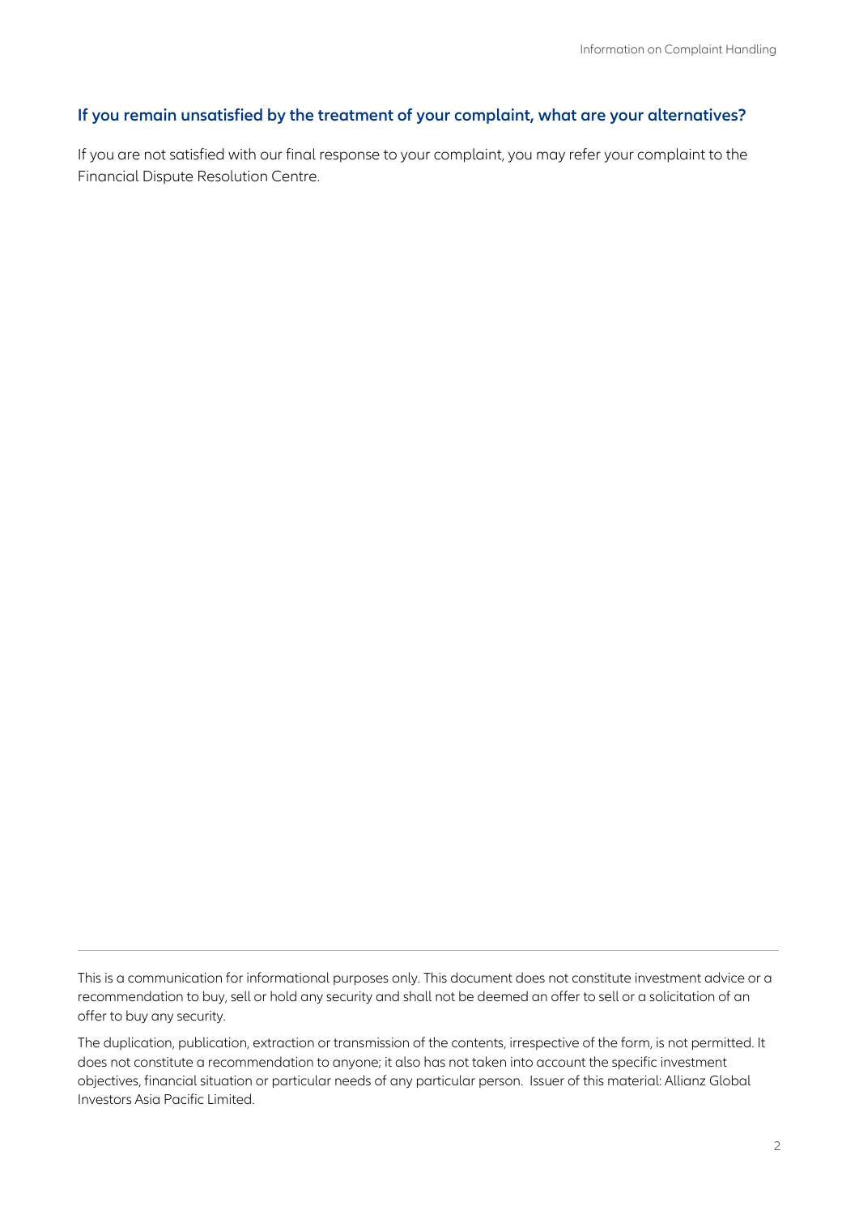## If you remain unsatisfied by the treatment of your complaint, what are your alternatives?

If you are not satisfied with our final response to your complaint, you may refer your complaint to the Financial Dispute Resolution Centre.

---

This is a communication for informational purposes only. This document does not constitute investment advice or a recommendation to buy, sell or hold any security and shall not be deemed an offer to sell or a solicitation of an offer to buy any security.

The duplication, publication, extraction or transmission of the contents, irrespective of the form, is not permitted. It does not constitute a recommendation to anyone; it also has not taken into account the specific investment objectives, financial situation or particular needs of any particular person. Issuer of this material: Allianz Global Investors Asia Pacific Limited.